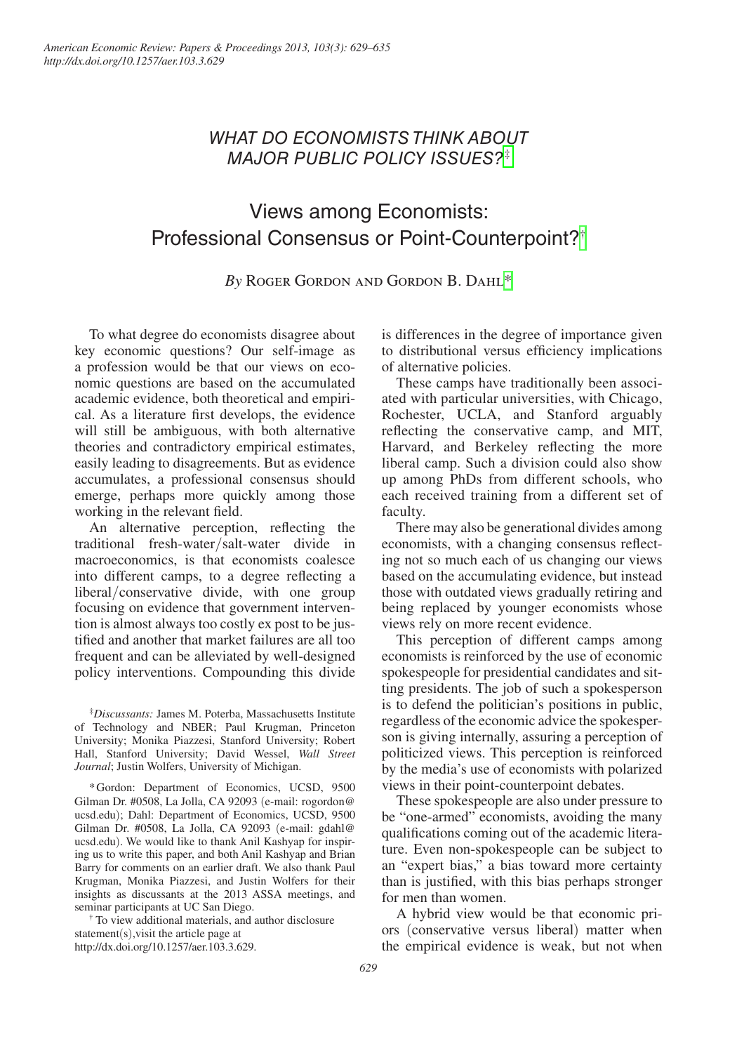*WHAT DO ECONOMISTS THINK ABOUT MAJOR PUBLIC POLICY ISSUES?*[‡]

# Views among Economists: Professional Consensus or Point-Counterpoint?[†]

*By* Roger Gordon and Gordon B. Dahl[*]

To what degree do economists disagree about key economic questions? Our self-image as a profession would be that our views on economic questions are based on the accumulated academic evidence, both theoretical and empirical. As a literature first develops, the evidence will still be ambiguous, with both alternative theories and contradictory empirical estimates, easily leading to disagreements. But as evidence accumulates, a professional consensus should emerge, perhaps more quickly among those working in the relevant field.

An alternative perception, reflecting the traditional fresh-water/salt-water divide in macroeconomics, is that economists coalesce into different camps, to a degree reflecting a liberal/conservative divide, with one group focusing on evidence that government intervention is almost always too costly ex post to be justified and another that market failures are all too frequent and can be alleviated by well-designed policy interventions. Compounding this divide is differences in the degree of importance given to distributional versus efficiency implications of alternative policies.

These camps have traditionally been associated with particular universities, with Chicago, Rochester, UCLA, and Stanford arguably reflecting the conservative camp, and MIT, Harvard, and Berkeley reflecting the more liberal camp. Such a division could also show up among PhDs from different schools, who each received training from a different set of faculty.

There may also be generational divides among economists, with a changing consensus reflecting not so much each of us changing our views based on the accumulating evidence, but instead those with outdated views gradually retiring and being replaced by younger economists whose views rely on more recent evidence.

This perception of different camps among economists is reinforced by the use of economic spokespeople for presidential candidates and sitting presidents. The job of such a spokesperson is to defend the politician's positions in public, regardless of the economic advice the spokesperson is giving internally, assuring a perception of politicized views. This perception is reinforced by the media's use of economists with polarized views in their point-counterpoint debates.

These spokespeople are also under pressure to be "one-armed" economists, avoiding the many qualifications coming out of the academic literature. Even non-spokespeople can be subject to an "expert bias," a bias toward more certainty than is justified, with this bias perhaps stronger for men than women.

A hybrid view would be that economic priors (conservative versus liberal) matter when the empirical evidence is weak, but not when

---

[‡]*Discussants:* James M. Poterba, Massachusetts Institute of Technology and NBER; Paul Krugman, Princeton University; Monika Piazzesi, Stanford University; Robert Hall, Stanford University; David Wessel, *Wall Street Journal*; Justin Wolfers, University of Michigan.

[*]Gordon: Department of Economics, UCSD, 9500 Gilman Dr. #0508, La Jolla, CA 92093 (e-mail: rogordon@ucsd.edu); Dahl: Department of Economics, UCSD, 9500 Gilman Dr. #0508, La Jolla, CA 92093 (e-mail: gdahl@ucsd.edu). We would like to thank Anil Kashyap for inspiring us to write this paper, and both Anil Kashyap and Brian Barry for comments on an earlier draft. We also thank Paul Krugman, Monika Piazzesi, and Justin Wolfers for their insights as discussants at the 2013 ASSA meetings, and seminar participants at UC San Diego.

[†] To view additional materials, and author disclosure statement(s),visit the article page at http://dx.doi.org/10.1257/aer.103.3.629.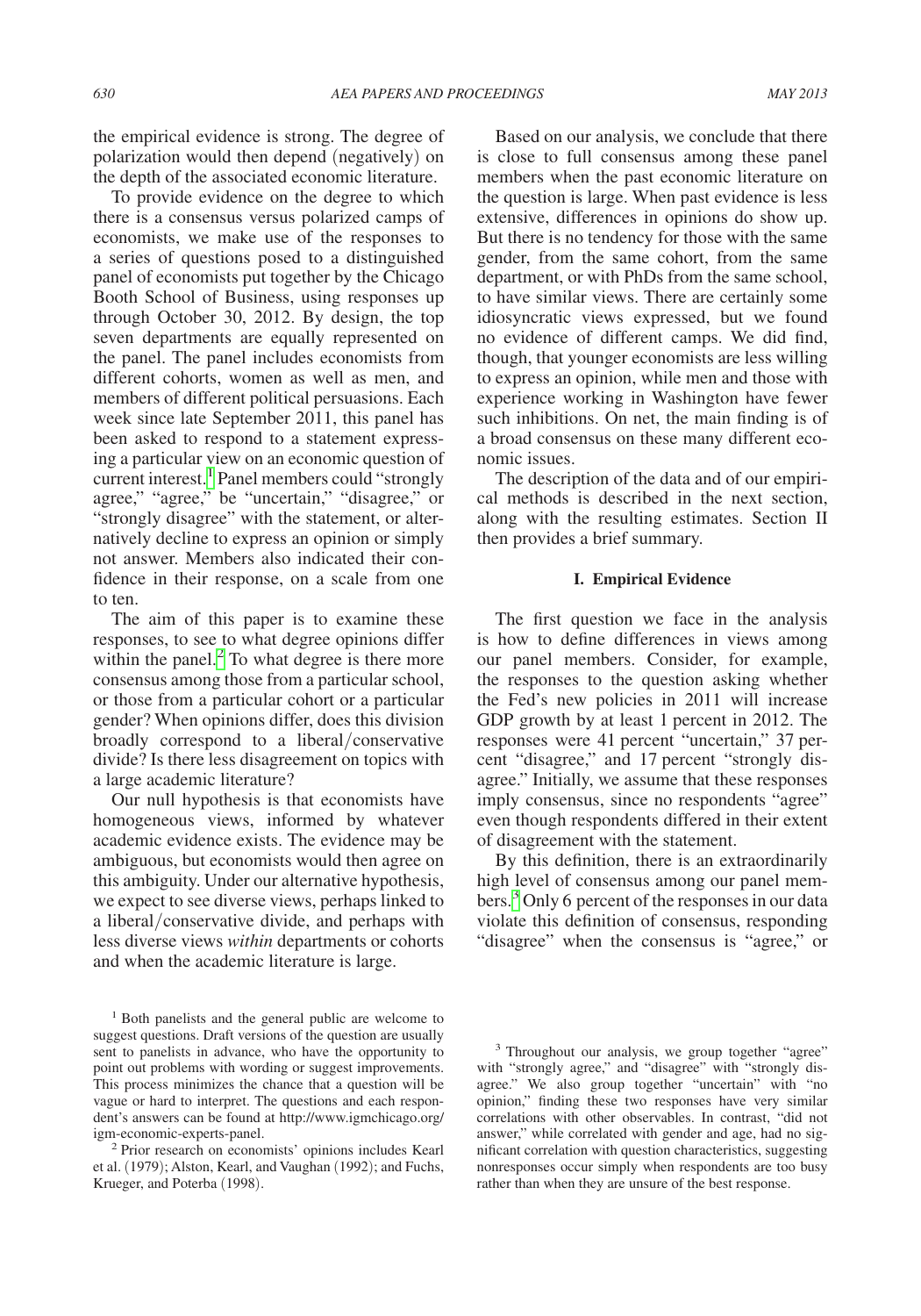the empirical evidence is strong. The degree of polarization would then depend (negatively) on the depth of the associated economic literature.

To provide evidence on the degree to which there is a consensus versus polarized camps of economists, we make use of the responses to a series of questions posed to a distinguished panel of economists put together by the Chicago Booth School of Business, using responses up through October 30, 2012. By design, the top seven departments are equally represented on the panel. The panel includes economists from different cohorts, women as well as men, and members of different political persuasions. Each week since late September 2011, this panel has been asked to respond to a statement expressing a particular view on an economic question of current interest.[1] Panel members could "strongly agree," "agree," be "uncertain," "disagree," or "strongly disagree" with the statement, or alternatively decline to express an opinion or simply not answer. Members also indicated their confidence in their response, on a scale from one to ten.

The aim of this paper is to examine these responses, to see to what degree opinions differ within the panel.[2] To what degree is there more consensus among those from a particular school, or those from a particular cohort or a particular gender? When opinions differ, does this division broadly correspond to a liberal/conservative divide? Is there less disagreement on topics with a large academic literature?

Our null hypothesis is that economists have homogeneous views, informed by whatever academic evidence exists. The evidence may be ambiguous, but economists would then agree on this ambiguity. Under our alternative hypothesis, we expect to see diverse views, perhaps linked to a liberal/conservative divide, and perhaps with less diverse views *within* departments or cohorts and when the academic literature is large.

Based on our analysis, we conclude that there is close to full consensus among these panel members when the past economic literature on the question is large. When past evidence is less extensive, differences in opinions do show up. But there is no tendency for those with the same gender, from the same cohort, from the same department, or with PhDs from the same school, to have similar views. There are certainly some idiosyncratic views expressed, but we found no evidence of different camps. We did find, though, that younger economists are less willing to express an opinion, while men and those with experience working in Washington have fewer such inhibitions. On net, the main finding is of a broad consensus on these many different economic issues.

The description of the data and of our empirical methods is described in the next section, along with the resulting estimates. Section II then provides a brief summary.

## I. Empirical Evidence

The first question we face in the analysis is how to define differences in views among our panel members. Consider, for example, the responses to the question asking whether the Fed's new policies in 2011 will increase GDP growth by at least 1 percent in 2012. The responses were 41 percent "uncertain," 37 percent "disagree," and 17 percent "strongly disagree." Initially, we assume that these responses imply consensus, since no respondents "agree" even though respondents differed in their extent of disagreement with the statement.

By this definition, there is an extraordinarily high level of consensus among our panel members.[3] Only 6 percent of the responses in our data violate this definition of consensus, responding "disagree" when the consensus is "agree," or

[1] Both panelists and the general public are welcome to suggest questions. Draft versions of the question are usually sent to panelists in advance, who have the opportunity to point out problems with wording or suggest improvements. This process minimizes the chance that a question will be vague or hard to interpret. The questions and each respondent's answers can be found at http://www.igmchicago.org/igm-economic-experts-panel.

[2] Prior research on economists' opinions includes Kearl et al. (1979); Alston, Kearl, and Vaughan (1992); and Fuchs, Krueger, and Poterba (1998).

[3] Throughout our analysis, we group together "agree" with "strongly agree," and "disagree" with "strongly disagree." We also group together "uncertain" with "no opinion," finding these two responses have very similar correlations with other observables. In contrast, "did not answer," while correlated with gender and age, had no significant correlation with question characteristics, suggesting nonresponses occur simply when respondents are too busy rather than when they are unsure of the best response.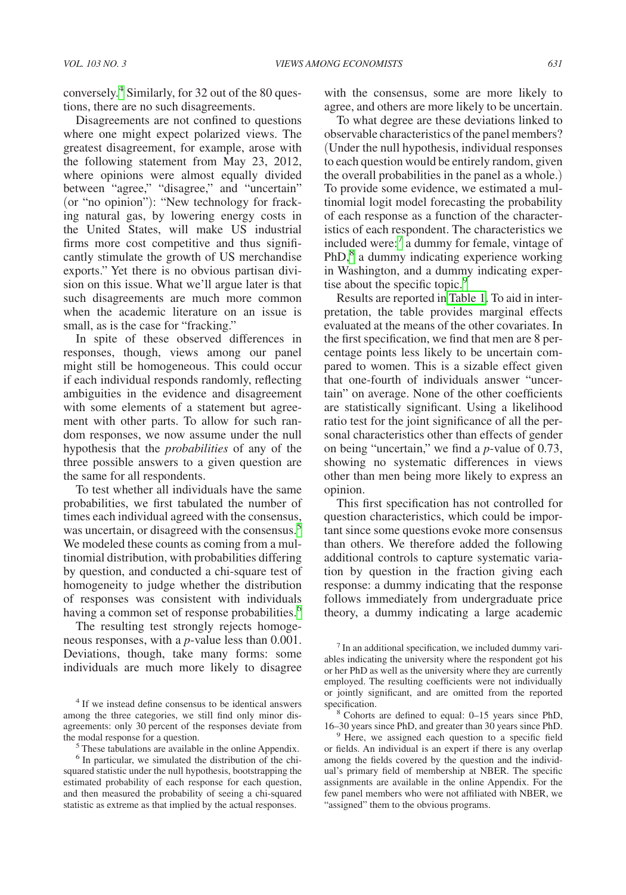conversely.[4] Similarly, for 32 out of the 80 questions, there are no such disagreements.

Disagreements are not confined to questions where one might expect polarized views. The greatest disagreement, for example, arose with the following statement from May 23, 2012, where opinions were almost equally divided between "agree," "disagree," and "uncertain" (or "no opinion"): "New technology for fracking natural gas, by lowering energy costs in the United States, will make US industrial firms more cost competitive and thus significantly stimulate the growth of US merchandise exports." Yet there is no obvious partisan division on this issue. What we'll argue later is that such disagreements are much more common when the academic literature on an issue is small, as is the case for "fracking."

In spite of these observed differences in responses, though, views among our panel might still be homogeneous. This could occur if each individual responds randomly, reflecting ambiguities in the evidence and disagreement with some elements of a statement but agreement with other parts. To allow for such random responses, we now assume under the null hypothesis that the *probabilities* of any of the three possible answers to a given question are the same for all respondents.

To test whether all individuals have the same probabilities, we first tabulated the number of times each individual agreed with the consensus, was uncertain, or disagreed with the consensus.[5] We modeled these counts as coming from a multinomial distribution, with probabilities differing by question, and conducted a chi-square test of homogeneity to judge whether the distribution of responses was consistent with individuals having a common set of response probabilities.[6]

The resulting test strongly rejects homogeneous responses, with a $p$-value less than 0.001. Deviations, though, take many forms: some individuals are much more likely to disagree with the consensus, some are more likely to agree, and others are more likely to be uncertain.

To what degree are these deviations linked to observable characteristics of the panel members? (Under the null hypothesis, individual responses to each question would be entirely random, given the overall probabilities in the panel as a whole.) To provide some evidence, we estimated a multinomial logit model forecasting the probability of each response as a function of the characteristics of each respondent. The characteristics we included were:[7] a dummy for female, vintage of PhD,[8] a dummy indicating experience working in Washington, and a dummy indicating expertise about the specific topic.[9]

Results are reported in Table 1. To aid in interpretation, the table provides marginal effects evaluated at the means of the other covariates. In the first specification, we find that men are 8 percentage points less likely to be uncertain compared to women. This is a sizable effect given that one-fourth of individuals answer "uncertain" on average. None of the other coefficients are statistically significant. Using a likelihood ratio test for the joint significance of all the personal characteristics other than effects of gender on being "uncertain," we find a $p$-value of 0.73, showing no systematic differences in views other than men being more likely to express an opinion.

This first specification has not controlled for question characteristics, which could be important since some questions evoke more consensus than others. We therefore added the following additional controls to capture systematic variation by question in the fraction giving each response: a dummy indicating that the response follows immediately from undergraduate price theory, a dummy indicating a large academic

[4] If we instead define consensus to be identical answers among the three categories, we still find only minor disagreements: only 30 percent of the responses deviate from the modal response for a question.

[5] These tabulations are available in the online Appendix.

[6] In particular, we simulated the distribution of the chi-squared statistic under the null hypothesis, bootstrapping the estimated probability of each response for each question, and then measured the probability of seeing a chi-squared statistic as extreme as that implied by the actual responses.

[7] In an additional specification, we included dummy variables indicating the university where the respondent got his or her PhD as well as the university where they are currently employed. The resulting coefficients were not individually or jointly significant, and are omitted from the reported specification.

[8] Cohorts are defined to equal: 0–15 years since PhD, 16–30 years since PhD, and greater than 30 years since PhD.

[9] Here, we assigned each question to a specific field or fields. An individual is an expert if there is any overlap among the fields covered by the question and the individual's primary field of membership at NBER. The specific assignments are available in the online Appendix. For the few panel members who were not affiliated with NBER, we "assigned" them to the obvious programs.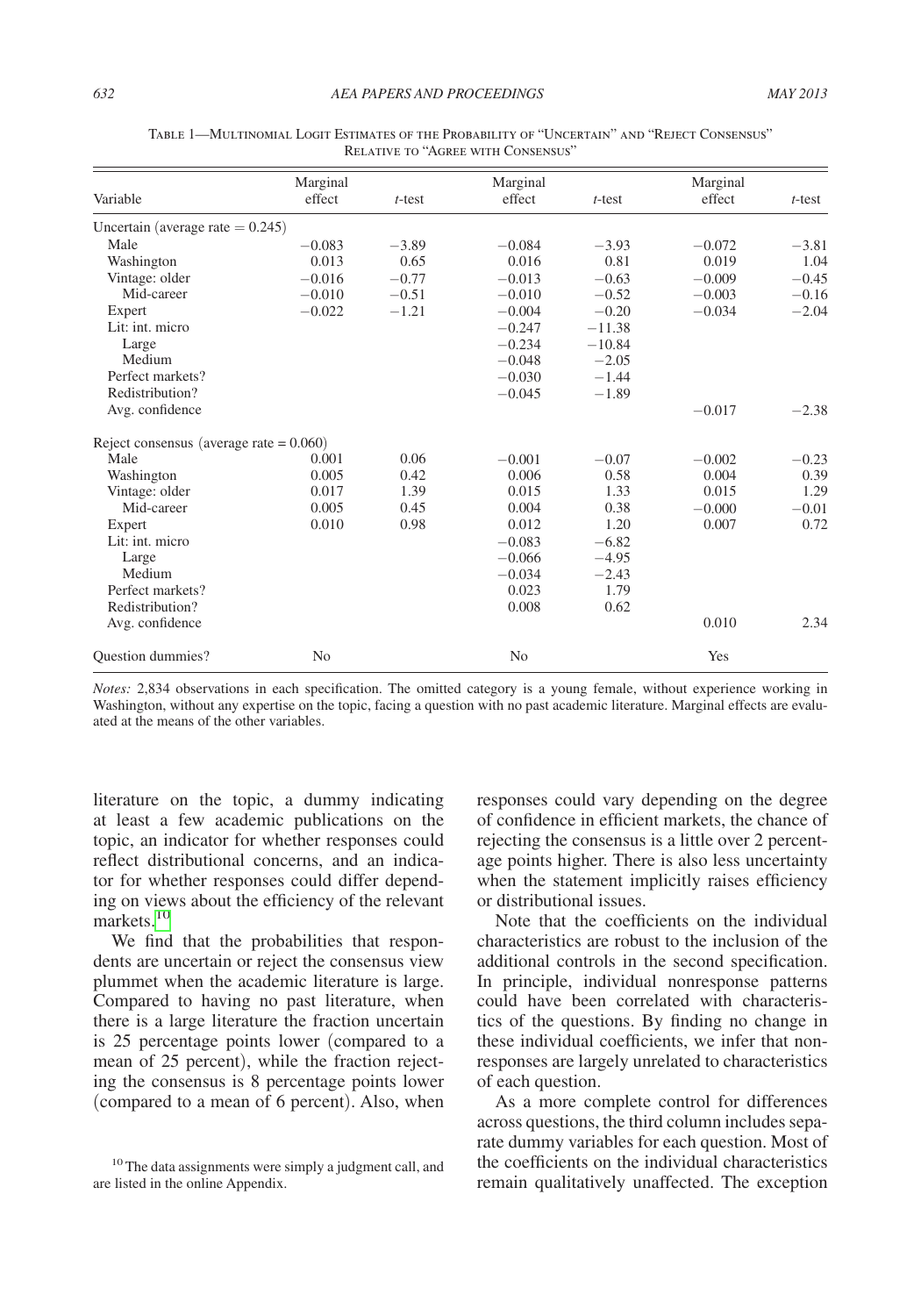Table 1—Multinomial Logit Estimates of the Probability of "Uncertain" and "Reject Consensus" Relative to "Agree with Consensus"

| Variable | Marginal effect | *t*-test | Marginal effect | *t*-test | Marginal effect | *t*-test |
|---|---|---|---|---|---|---|
| Uncertain (average rate = 0.245) | | | | | | |
| Male | −0.083 | −3.89 | −0.084 | −3.93 | −0.072 | −3.81 |
| Washington | 0.013 | 0.65 | 0.016 | 0.81 | 0.019 | 1.04 |
| Vintage: older | −0.016 | −0.77 | −0.013 | −0.63 | −0.009 | −0.45 |
| Mid-career | −0.010 | −0.51 | −0.010 | −0.52 | −0.003 | −0.16 |
| Expert | −0.022 | −1.21 | −0.004 | −0.20 | −0.034 | −2.04 |
| Lit: int. micro | | | −0.247 | −11.38 | | |
| Large | | | −0.234 | −10.84 | | |
| Medium | | | −0.048 | −2.05 | | |
| Perfect markets? | | | −0.030 | −1.44 | | |
| Redistribution? | | | −0.045 | −1.89 | | |
| Avg. confidence | | | | | −0.017 | −2.38 |
| Reject consensus (average rate = 0.060) | | | | | | |
| Male | 0.001 | 0.06 | −0.001 | −0.07 | −0.002 | −0.23 |
| Washington | 0.005 | 0.42 | 0.006 | 0.58 | 0.004 | 0.39 |
| Vintage: older | 0.017 | 1.39 | 0.015 | 1.33 | 0.015 | 1.29 |
| Mid-career | 0.005 | 0.45 | 0.004 | 0.38 | −0.000 | −0.01 |
| Expert | 0.010 | 0.98 | 0.012 | 1.20 | 0.007 | 0.72 |
| Lit: int. micro | | | −0.083 | −6.82 | | |
| Large | | | −0.066 | −4.95 | | |
| Medium | | | −0.034 | −2.43 | | |
| Perfect markets? | | | 0.023 | 1.79 | | |
| Redistribution? | | | 0.008 | 0.62 | | |
| Avg. confidence | | | | | 0.010 | 2.34 |
| Question dummies? | No | | No | | Yes | |

*Notes:* 2,834 observations in each specification. The omitted category is a young female, without experience working in Washington, without any expertise on the topic, facing a question with no past academic literature. Marginal effects are evaluated at the means of the other variables.

literature on the topic, a dummy indicating at least a few academic publications on the topic, an indicator for whether responses could reflect distributional concerns, and an indicator for whether responses could differ depending on views about the efficiency of the relevant markets.[10]

We find that the probabilities that respondents are uncertain or reject the consensus view plummet when the academic literature is large. Compared to having no past literature, when there is a large literature the fraction uncertain is 25 percentage points lower (compared to a mean of 25 percent), while the fraction rejecting the consensus is 8 percentage points lower (compared to a mean of 6 percent). Also, when responses could vary depending on the degree of confidence in efficient markets, the chance of rejecting the consensus is a little over 2 percentage points higher. There is also less uncertainty when the statement implicitly raises efficiency or distributional issues.

Note that the coefficients on the individual characteristics are robust to the inclusion of the additional controls in the second specification. In principle, individual nonresponse patterns could have been correlated with characteristics of the questions. By finding no change in these individual coefficients, we infer that nonresponses are largely unrelated to characteristics of each question.

As a more complete control for differences across questions, the third column includes separate dummy variables for each question. Most of the coefficients on the individual characteristics remain qualitatively unaffected. The exception

[10] The data assignments were simply a judgment call, and are listed in the online Appendix.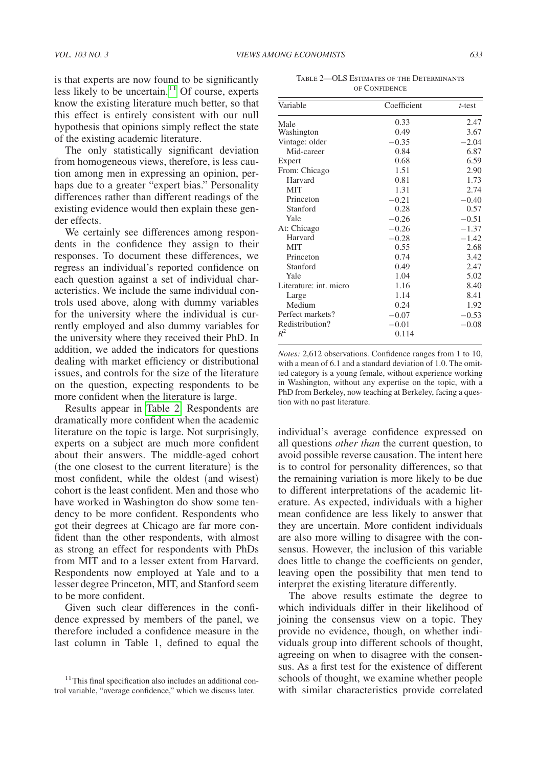is that experts are now found to be significantly less likely to be uncertain.[11] Of course, experts know the existing literature much better, so that this effect is entirely consistent with our null hypothesis that opinions simply reflect the state of the existing academic literature.

The only statistically significant deviation from homogeneous views, therefore, is less caution among men in expressing an opinion, perhaps due to a greater "expert bias." Personality differences rather than different readings of the existing evidence would then explain these gender effects.

We certainly see differences among respondents in the confidence they assign to their responses. To document these differences, we regress an individual's reported confidence on each question against a set of individual characteristics. We include the same individual controls used above, along with dummy variables for the university where the individual is currently employed and also dummy variables for the university where they received their PhD. In addition, we added the indicators for questions dealing with market efficiency or distributional issues, and controls for the size of the literature on the question, expecting respondents to be more confident when the literature is large.

Results appear in Table 2. Respondents are dramatically more confident when the academic literature on the topic is large. Not surprisingly, experts on a subject are much more confident about their answers. The middle-aged cohort (the one closest to the current literature) is the most confident, while the oldest (and wisest) cohort is the least confident. Men and those who have worked in Washington do show some tendency to be more confident. Respondents who got their degrees at Chicago are far more confident than the other respondents, with almost as strong an effect for respondents with PhDs from MIT and to a lesser extent from Harvard. Respondents now employed at Yale and to a lesser degree Princeton, MIT, and Stanford seem to be more confident.

Given such clear differences in the confidence expressed by members of the panel, we therefore included a confidence measure in the last column in Table 1, defined to equal the individual's average confidence expressed on all questions *other than* the current question, to avoid possible reverse causation. The intent here is to control for personality differences, so that the remaining variation is more likely to be due to different interpretations of the academic literature. As expected, individuals with a higher mean confidence are less likely to answer that they are uncertain. More confident individuals are also more willing to disagree with the consensus. However, the inclusion of this variable does little to change the coefficients on gender, leaving open the possibility that men tend to interpret the existing literature differently.

The above results estimate the degree to which individuals differ in their likelihood of joining the consensus view on a topic. They provide no evidence, though, on whether individuals group into different schools of thought, agreeing on when to disagree with the consensus. As a first test for the existence of different schools of thought, we examine whether people with similar characteristics provide correlated

Table 2—OLS Estimates of the Determinants of Confidence

| Variable | Coefficient | *t*-test |
|---|---|---|
| Male | 0.33 | 2.47 |
| Washington | 0.49 | 3.67 |
| Vintage: older | −0.35 | −2.04 |
| Mid-career | 0.84 | 6.87 |
| Expert | 0.68 | 6.59 |
| From: Chicago | 1.51 | 2.90 |
| Harvard | 0.81 | 1.73 |
| MIT | 1.31 | 2.74 |
| Princeton | −0.21 | −0.40 |
| Stanford | 0.28 | 0.57 |
| Yale | −0.26 | −0.51 |
| At: Chicago | −0.26 | −1.37 |
| Harvard | −0.28 | −1.42 |
| MIT | 0.55 | 2.68 |
| Princeton | 0.74 | 3.42 |
| Stanford | 0.49 | 2.47 |
| Yale | 1.04 | 5.02 |
| Literature: int. micro | 1.16 | 8.40 |
| Large | 1.14 | 8.41 |
| Medium | 0.24 | 1.92 |
| Perfect markets? | −0.07 | −0.53 |
| Redistribution? | −0.01 | −0.08 |
| $R^2$ | 0.114 | |

*Notes:* 2,612 observations. Confidence ranges from 1 to 10, with a mean of 6.1 and a standard deviation of 1.0. The omitted category is a young female, without experience working in Washington, without any expertise on the topic, with a PhD from Berkeley, now teaching at Berkeley, facing a question with no past literature.

[11] This final specification also includes an additional control variable, "average confidence," which we discuss later.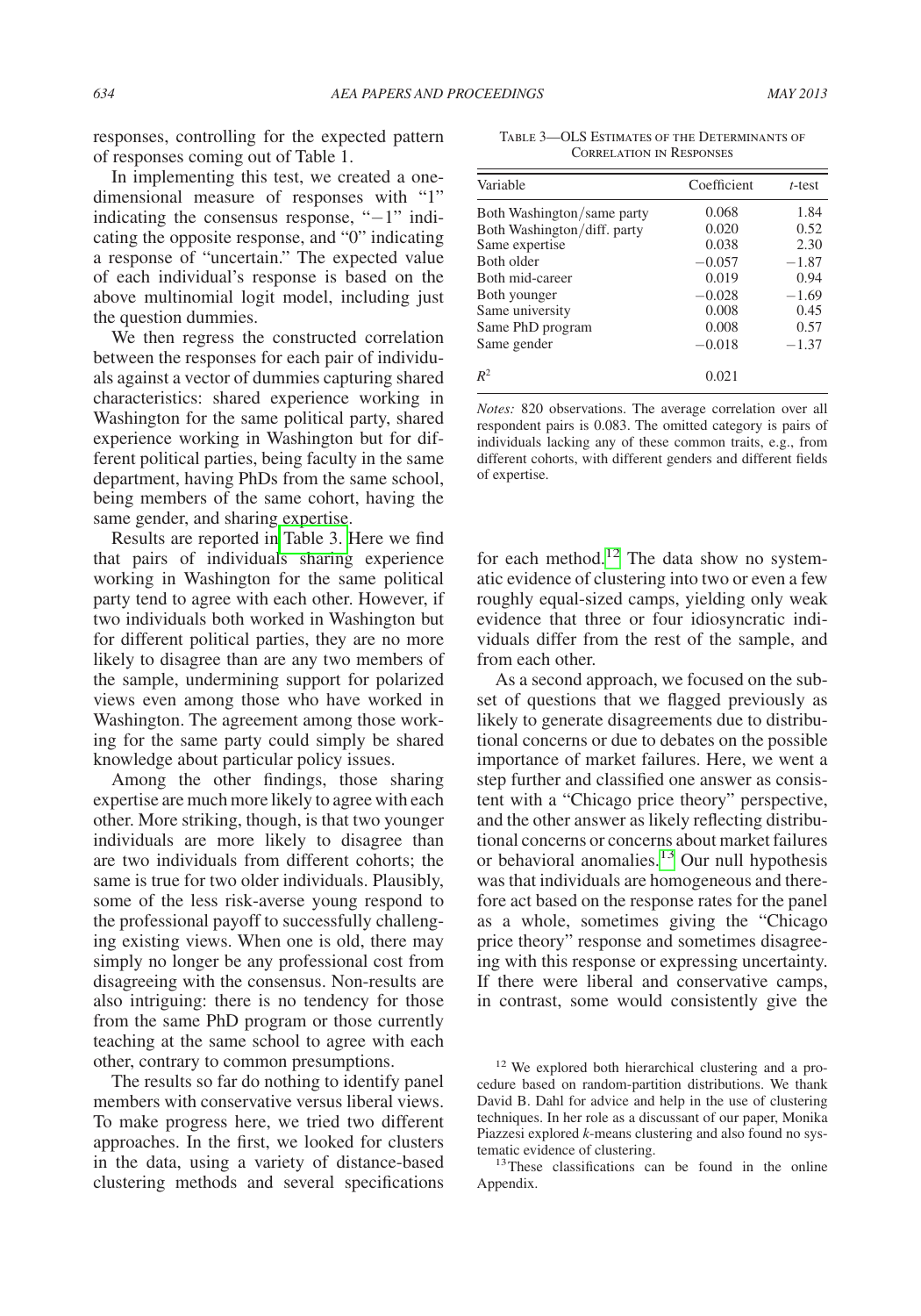responses, controlling for the expected pattern of responses coming out of Table 1.

In implementing this test, we created a one-dimensional measure of responses with "1" indicating the consensus response, "−1" indicating the opposite response, and "0" indicating a response of "uncertain." The expected value of each individual's response is based on the above multinomial logit model, including just the question dummies.

We then regress the constructed correlation between the responses for each pair of individuals against a vector of dummies capturing shared characteristics: shared experience working in Washington for the same political party, shared experience working in Washington but for different political parties, being faculty in the same department, having PhDs from the same school, being members of the same cohort, having the same gender, and sharing expertise.

Results are reported in Table 3. Here we find that pairs of individuals sharing experience working in Washington for the same political party tend to agree with each other. However, if two individuals both worked in Washington but for different political parties, they are no more likely to disagree than are any two members of the sample, undermining support for polarized views even among those who have worked in Washington. The agreement among those working for the same party could simply be shared knowledge about particular policy issues.

Among the other findings, those sharing expertise are much more likely to agree with each other. More striking, though, is that two younger individuals are more likely to disagree than are two individuals from different cohorts; the same is true for two older individuals. Plausibly, some of the less risk-averse young respond to the professional payoff to successfully challenging existing views. When one is old, there may simply no longer be any professional cost from disagreeing with the consensus. Non-results are also intriguing: there is no tendency for those from the same PhD program or those currently teaching at the same school to agree with each other, contrary to common presumptions.

The results so far do nothing to identify panel members with conservative versus liberal views. To make progress here, we tried two different approaches. In the first, we looked for clusters in the data, using a variety of distance-based clustering methods and several specifications for each method.[12] The data show no systematic evidence of clustering into two or even a few roughly equal-sized camps, yielding only weak evidence that three or four idiosyncratic individuals differ from the rest of the sample, and from each other.

As a second approach, we focused on the subset of questions that we flagged previously as likely to generate disagreements due to distributional concerns or due to debates on the possible importance of market failures. Here, we went a step further and classified one answer as consistent with a "Chicago price theory" perspective, and the other answer as likely reflecting distributional concerns or concerns about market failures or behavioral anomalies.[13] Our null hypothesis was that individuals are homogeneous and therefore act based on the response rates for the panel as a whole, sometimes giving the "Chicago price theory" response and sometimes disagreeing with this response or expressing uncertainty. If there were liberal and conservative camps, in contrast, some would consistently give the

Table 3—OLS Estimates of the Determinants of Correlation in Responses

| Variable | Coefficient | *t*-test |
|---|---|---|
| Both Washington/same party | 0.068 | 1.84 |
| Both Washington/diff. party | 0.020 | 0.52 |
| Same expertise | 0.038 | 2.30 |
| Both older | −0.057 | −1.87 |
| Both mid-career | 0.019 | 0.94 |
| Both younger | −0.028 | −1.69 |
| Same university | 0.008 | 0.45 |
| Same PhD program | 0.008 | 0.57 |
| Same gender | −0.018 | −1.37 |
| $R^2$ | 0.021 | |

*Notes:* 820 observations. The average correlation over all respondent pairs is 0.083. The omitted category is pairs of individuals lacking any of these common traits, e.g., from different cohorts, with different genders and different fields of expertise.

[12] We explored both hierarchical clustering and a procedure based on random-partition distributions. We thank David B. Dahl for advice and help in the use of clustering techniques. In her role as a discussant of our paper, Monika Piazzesi explored *k*-means clustering and also found no systematic evidence of clustering.

[13] These classifications can be found in the online Appendix.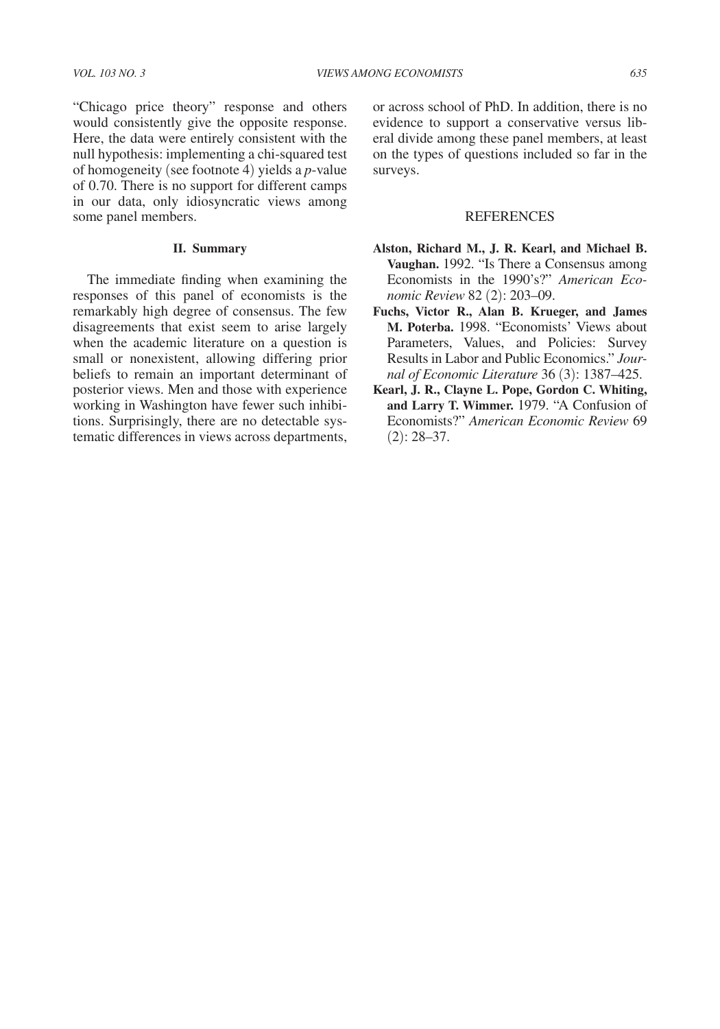"Chicago price theory" response and others would consistently give the opposite response. Here, the data were entirely consistent with the null hypothesis: implementing a chi-squared test of homogeneity (see footnote 4) yields a *p*-value of 0.70. There is no support for different camps in our data, only idiosyncratic views among some panel members.

## II. Summary

The immediate finding when examining the responses of this panel of economists is the remarkably high degree of consensus. The few disagreements that exist seem to arise largely when the academic literature on a question is small or nonexistent, allowing differing prior beliefs to remain an important determinant of posterior views. Men and those with experience working in Washington have fewer such inhibitions. Surprisingly, there are no detectable systematic differences in views across departments, or across school of PhD. In addition, there is no evidence to support a conservative versus liberal divide among these panel members, at least on the types of questions included so far in the surveys.

## REFERENCES

**Alston, Richard M., J. R. Kearl, and Michael B. Vaughan.** 1992. "Is There a Consensus among Economists in the 1990's?" *American Economic Review* 82 (2): 203–09.

**Fuchs, Victor R., Alan B. Krueger, and James M. Poterba.** 1998. "Economists' Views about Parameters, Values, and Policies: Survey Results in Labor and Public Economics." *Journal of Economic Literature* 36 (3): 1387–425.

**Kearl, J. R., Clayne L. Pope, Gordon C. Whiting, and Larry T. Wimmer.** 1979. "A Confusion of Economists?" *American Economic Review* 69 (2): 28–37.